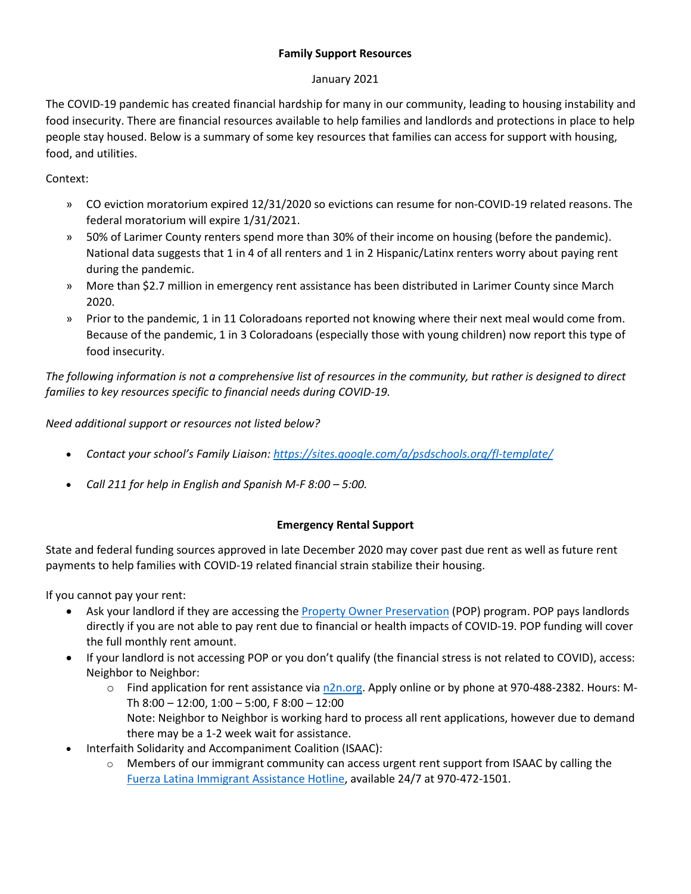**Family Support Resources**

January 2021

The COVID-19 pandemic has created financial hardship for many in our community, leading to housing instability and food insecurity. There are financial resources available to help families and landlords and protections in place to help people stay housed. Below is a summary of some key resources that families can access for support with housing, food, and utilities.

Context:

» CO eviction moratorium expired 12/31/2020 so evictions can resume for non-COVID-19 related reasons. The federal moratorium will expire 1/31/2021.

» 50% of Larimer County renters spend more than 30% of their income on housing (before the pandemic). National data suggests that 1 in 4 of all renters and 1 in 2 Hispanic/Latinx renters worry about paying rent during the pandemic.

» More than $2.7 million in emergency rent assistance has been distributed in Larimer County since March 2020.

» Prior to the pandemic, 1 in 11 Coloradoans reported not knowing where their next meal would come from. Because of the pandemic, 1 in 3 Coloradoans (especially those with young children) now report this type of food insecurity.

*The following information is not a comprehensive list of resources in the community, but rather is designed to direct families to key resources specific to financial needs during COVID-19.*

*Need additional support or resources not listed below?*

- *Contact your school's Family Liaison: [https://sites.google.com/a/psdschools.org/fl-template/](https://sites.google.com/a/psdschools.org/fl-template/)*
- *Call 211 for help in English and Spanish M-F 8:00 – 5:00.*

**Emergency Rental Support**

State and federal funding sources approved in late December 2020 may cover past due rent as well as future rent payments to help families with COVID-19 related financial strain stabilize their housing.

If you cannot pay your rent:

- Ask your landlord if they are accessing the [Property Owner Preservation](#) (POP) program. POP pays landlords directly if you are not able to pay rent due to financial or health impacts of COVID-19. POP funding will cover the full monthly rent amount.
- If your landlord is not accessing POP or you don't qualify (the financial stress is not related to COVID), access: Neighbor to Neighbor:
  - Find application for rent assistance via [n2n.org](#). Apply online or by phone at 970-488-2382. Hours: M-Th 8:00 – 12:00, 1:00 – 5:00, F 8:00 – 12:00
    Note: Neighbor to Neighbor is working hard to process all rent applications, however due to demand there may be a 1-2 week wait for assistance.
- Interfaith Solidarity and Accompaniment Coalition (ISAAC):
  - Members of our immigrant community can access urgent rent support from ISAAC by calling the [Fuerza Latina Immigrant Assistance Hotline](#), available 24/7 at 970-472-1501.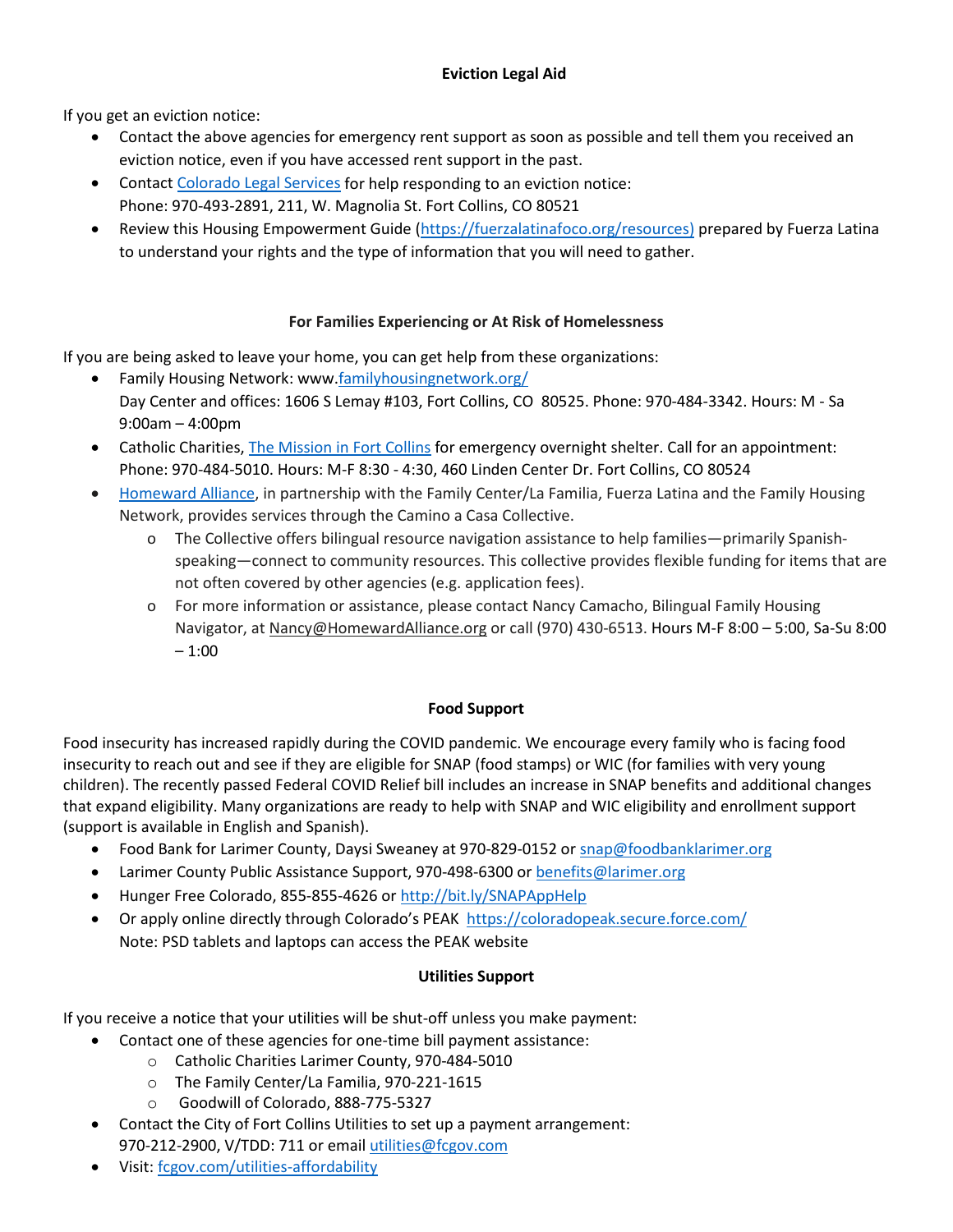## Eviction Legal Aid

If you get an eviction notice:

- Contact the above agencies for emergency rent support as soon as possible and tell them you received an eviction notice, even if you have accessed rent support in the past.
- Contact Colorado Legal Services for help responding to an eviction notice:
  Phone: 970-493-2891, 211, W. Magnolia St. Fort Collins, CO 80521
- Review this Housing Empowerment Guide (https://fuerzalatinafoco.org/resources) prepared by Fuerza Latina to understand your rights and the type of information that you will need to gather.

## For Families Experiencing or At Risk of Homelessness

If you are being asked to leave your home, you can get help from these organizations:

- Family Housing Network: www.familyhousingnetwork.org/
  Day Center and offices: 1606 S Lemay #103, Fort Collins, CO 80525. Phone: 970-484-3342. Hours: M - Sa 9:00am – 4:00pm
- Catholic Charities, The Mission in Fort Collins for emergency overnight shelter. Call for an appointment: Phone: 970-484-5010. Hours: M-F 8:30 - 4:30, 460 Linden Center Dr. Fort Collins, CO 80524
- Homeward Alliance, in partnership with the Family Center/La Familia, Fuerza Latina and the Family Housing Network, provides services through the Camino a Casa Collective.
  - The Collective offers bilingual resource navigation assistance to help families—primarily Spanish-speaking—connect to community resources. This collective provides flexible funding for items that are not often covered by other agencies (e.g. application fees).
  - For more information or assistance, please contact Nancy Camacho, Bilingual Family Housing Navigator, at Nancy@HomewardAlliance.org or call (970) 430-6513. Hours M-F 8:00 – 5:00, Sa-Su 8:00 – 1:00

## Food Support

Food insecurity has increased rapidly during the COVID pandemic. We encourage every family who is facing food insecurity to reach out and see if they are eligible for SNAP (food stamps) or WIC (for families with very young children). The recently passed Federal COVID Relief bill includes an increase in SNAP benefits and additional changes that expand eligibility. Many organizations are ready to help with SNAP and WIC eligibility and enrollment support (support is available in English and Spanish).

- Food Bank for Larimer County, Daysi Sweaney at 970-829-0152 or snap@foodbanklarimer.org
- Larimer County Public Assistance Support, 970-498-6300 or benefits@larimer.org
- Hunger Free Colorado, 855-855-4626 or http://bit.ly/SNAPAppHelp
- Or apply online directly through Colorado's PEAK https://coloradopeak.secure.force.com/
  Note: PSD tablets and laptops can access the PEAK website

## Utilities Support

If you receive a notice that your utilities will be shut-off unless you make payment:

- Contact one of these agencies for one-time bill payment assistance:
  - Catholic Charities Larimer County, 970-484-5010
  - The Family Center/La Familia, 970-221-1615
  - Goodwill of Colorado, 888-775-5327
- Contact the City of Fort Collins Utilities to set up a payment arrangement:
  970-212-2900, V/TDD: 711 or email utilities@fcgov.com
- Visit: fcgov.com/utilities-affordability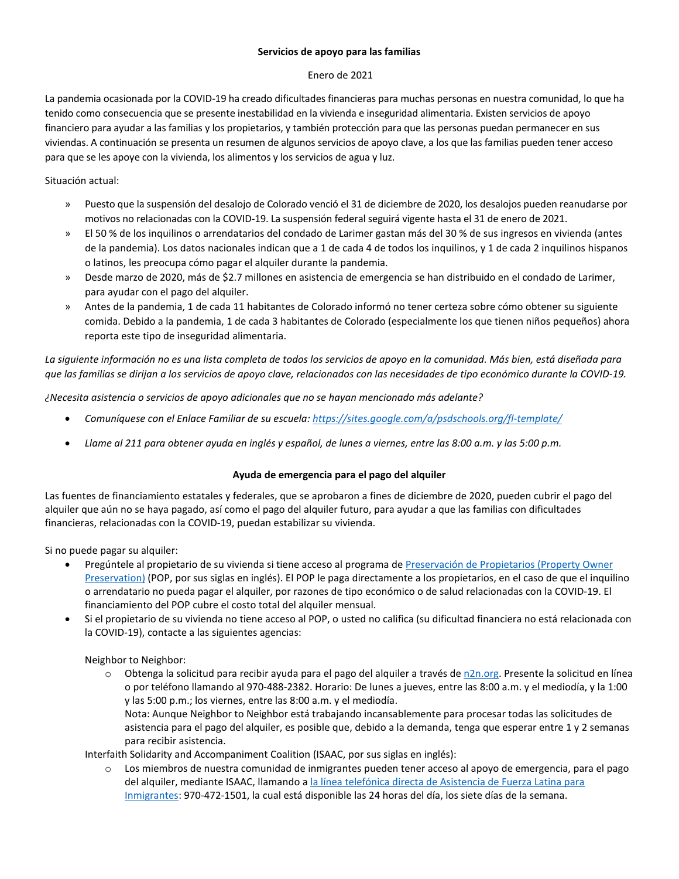**Servicios de apoyo para las familias**

Enero de 2021

La pandemia ocasionada por la COVID-19 ha creado dificultades financieras para muchas personas en nuestra comunidad, lo que ha tenido como consecuencia que se presente inestabilidad en la vivienda e inseguridad alimentaria. Existen servicios de apoyo financiero para ayudar a las familias y los propietarios, y también protección para que las personas puedan permanecer en sus viviendas. A continuación se presenta un resumen de algunos servicios de apoyo clave, a los que las familias pueden tener acceso para que se les apoye con la vivienda, los alimentos y los servicios de agua y luz.

Situación actual:

- Puesto que la suspensión del desalojo de Colorado venció el 31 de diciembre de 2020, los desalojos pueden reanudarse por motivos no relacionadas con la COVID-19. La suspensión federal seguirá vigente hasta el 31 de enero de 2021.
- El 50 % de los inquilinos o arrendatarios del condado de Larimer gastan más del 30 % de sus ingresos en vivienda (antes de la pandemia). Los datos nacionales indican que a 1 de cada 4 de todos los inquilinos, y 1 de cada 2 inquilinos hispanos o latinos, les preocupa cómo pagar el alquiler durante la pandemia.
- Desde marzo de 2020, más de $2.7 millones en asistencia de emergencia se han distribuido en el condado de Larimer, para ayudar con el pago del alquiler.
- Antes de la pandemia, 1 de cada 11 habitantes de Colorado informó no tener certeza sobre cómo obtener su siguiente comida. Debido a la pandemia, 1 de cada 3 habitantes de Colorado (especialmente los que tienen niños pequeños) ahora reporta este tipo de inseguridad alimentaria.

*La siguiente información no es una lista completa de todos los servicios de apoyo en la comunidad. Más bien, está diseñada para que las familias se dirijan a los servicios de apoyo clave, relacionados con las necesidades de tipo económico durante la COVID-19.*

*¿Necesita asistencia o servicios de apoyo adicionales que no se hayan mencionado más adelante?*

- *Comuníquese con el Enlace Familiar de su escuela: https://sites.google.com/a/psdschools.org/fl-template/*
- *Llame al 211 para obtener ayuda en inglés y español, de lunes a viernes, entre las 8:00 a.m. y las 5:00 p.m.*

**Ayuda de emergencia para el pago del alquiler**

Las fuentes de financiamiento estatales y federales, que se aprobaron a fines de diciembre de 2020, pueden cubrir el pago del alquiler que aún no se haya pagado, así como el pago del alquiler futuro, para ayudar a que las familias con dificultades financieras, relacionadas con la COVID-19, puedan estabilizar su vivienda.

Si no puede pagar su alquiler:

- Pregúntele al propietario de su vivienda si tiene acceso al programa de Preservación de Propietarios (Property Owner Preservation) (POP, por sus siglas en inglés). El POP le paga directamente a los propietarios, en el caso de que el inquilino o arrendatario no pueda pagar el alquiler, por razones de tipo económico o de salud relacionadas con la COVID-19. El financiamiento del POP cubre el costo total del alquiler mensual.
- Si el propietario de su vivienda no tiene acceso al POP, o usted no califica (su dificultad financiera no está relacionada con la COVID-19), contacte a las siguientes agencias:

  Neighbor to Neighbor:
  - Obtenga la solicitud para recibir ayuda para el pago del alquiler a través de n2n.org. Presente la solicitud en línea o por teléfono llamando al 970-488-2382. Horario: De lunes a jueves, entre las 8:00 a.m. y el mediodía, y la 1:00 y las 5:00 p.m.; los viernes, entre las 8:00 a.m. y el mediodía.
    Nota: Aunque Neighbor to Neighbor está trabajando incansablemente para procesar todas las solicitudes de asistencia para el pago del alquiler, es posible que, debido a la demanda, tenga que esperar entre 1 y 2 semanas para recibir asistencia.

  Interfaith Solidarity and Accompaniment Coalition (ISAAC, por sus siglas en inglés):
  - Los miembros de nuestra comunidad de inmigrantes pueden tener acceso al apoyo de emergencia, para el pago del alquiler, mediante ISAAC, llamando a la línea telefónica directa de Asistencia de Fuerza Latina para Inmigrantes: 970-472-1501, la cual está disponible las 24 horas del día, los siete días de la semana.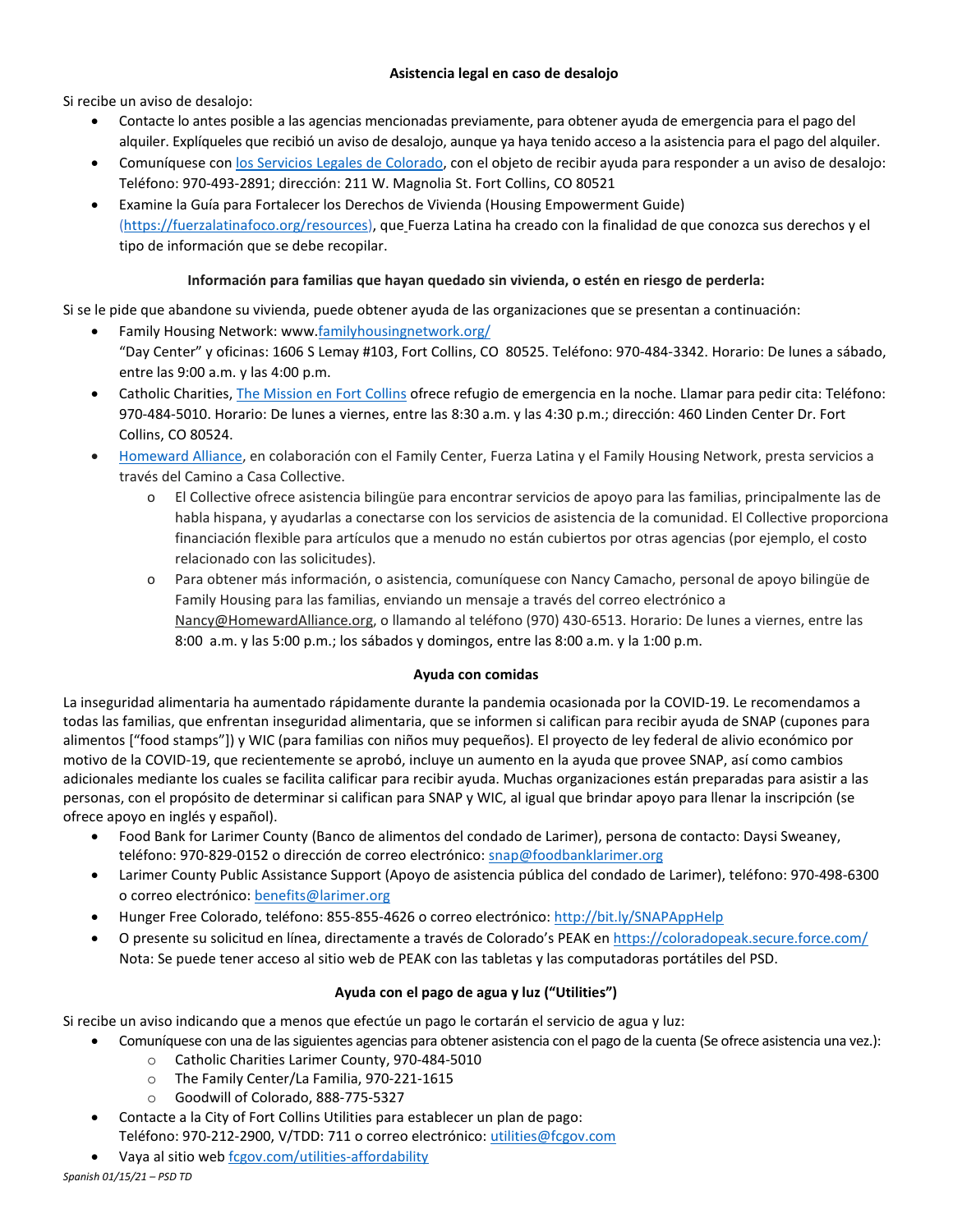**Asistencia legal en caso de desalojo**

Si recibe un aviso de desalojo:

- Contacte lo antes posible a las agencias mencionadas previamente, para obtener ayuda de emergencia para el pago del alquiler. Explíqueles que recibió un aviso de desalojo, aunque ya haya tenido acceso a la asistencia para el pago del alquiler.
- Comuníquese con los Servicios Legales de Colorado, con el objeto de recibir ayuda para responder a un aviso de desalojo: Teléfono: 970-493-2891; dirección: 211 W. Magnolia St. Fort Collins, CO 80521
- Examine la Guía para Fortalecer los Derechos de Vivienda (Housing Empowerment Guide) (https://fuerzalatinafoco.org/resources), que Fuerza Latina ha creado con la finalidad de que conozca sus derechos y el tipo de información que se debe recopilar.

**Información para familias que hayan quedado sin vivienda, o estén en riesgo de perderla:**

Si se le pide que abandone su vivienda, puede obtener ayuda de las organizaciones que se presentan a continuación:

- Family Housing Network: www.familyhousingnetwork.org/
  "Day Center" y oficinas: 1606 S Lemay #103, Fort Collins, CO 80525. Teléfono: 970-484-3342. Horario: De lunes a sábado, entre las 9:00 a.m. y las 4:00 p.m.
- Catholic Charities, The Mission en Fort Collins ofrece refugio de emergencia en la noche. Llamar para pedir cita: Teléfono: 970-484-5010. Horario: De lunes a viernes, entre las 8:30 a.m. y las 4:30 p.m.; dirección: 460 Linden Center Dr. Fort Collins, CO 80524.
- Homeward Alliance, en colaboración con el Family Center, Fuerza Latina y el Family Housing Network, presta servicios a través del Camino a Casa Collective.
  - El Collective ofrece asistencia bilingüe para encontrar servicios de apoyo para las familias, principalmente las de habla hispana, y ayudarlas a conectarse con los servicios de asistencia de la comunidad. El Collective proporciona financiación flexible para artículos que a menudo no están cubiertos por otras agencias (por ejemplo, el costo relacionado con las solicitudes).
  - Para obtener más información, o asistencia, comuníquese con Nancy Camacho, personal de apoyo bilingüe de Family Housing para las familias, enviando un mensaje a través del correo electrónico a Nancy@HomewardAlliance.org, o llamando al teléfono (970) 430-6513. Horario: De lunes a viernes, entre las 8:00 a.m. y las 5:00 p.m.; los sábados y domingos, entre las 8:00 a.m. y la 1:00 p.m.

**Ayuda con comidas**

La inseguridad alimentaria ha aumentado rápidamente durante la pandemia ocasionada por la COVID-19. Le recomendamos a todas las familias, que enfrentan inseguridad alimentaria, que se informen si califican para recibir ayuda de SNAP (cupones para alimentos ["food stamps"]) y WIC (para familias con niños muy pequeños). El proyecto de ley federal de alivio económico por motivo de la COVID-19, que recientemente se aprobó, incluye un aumento en la ayuda que provee SNAP, así como cambios adicionales mediante los cuales se facilita calificar para recibir ayuda. Muchas organizaciones están preparadas para asistir a las personas, con el propósito de determinar si califican para SNAP y WIC, al igual que brindar apoyo para llenar la inscripción (se ofrece apoyo en inglés y español).

- Food Bank for Larimer County (Banco de alimentos del condado de Larimer), persona de contacto: Daysi Sweaney, teléfono: 970-829-0152 o dirección de correo electrónico: snap@foodbanklarimer.org
- Larimer County Public Assistance Support (Apoyo de asistencia pública del condado de Larimer), teléfono: 970-498-6300 o correo electrónico: benefits@larimer.org
- Hunger Free Colorado, teléfono: 855-855-4626 o correo electrónico: http://bit.ly/SNAPAppHelp
- O presente su solicitud en línea, directamente a través de Colorado's PEAK en https://coloradopeak.secure.force.com/
  Nota: Se puede tener acceso al sitio web de PEAK con las tabletas y las computadoras portátiles del PSD.

**Ayuda con el pago de agua y luz ("Utilities")**

Si recibe un aviso indicando que a menos que efectúe un pago le cortarán el servicio de agua y luz:

- Comuníquese con una de las siguientes agencias para obtener asistencia con el pago de la cuenta (Se ofrece asistencia una vez.):
  - Catholic Charities Larimer County, 970-484-5010
  - The Family Center/La Familia, 970-221-1615
  - Goodwill of Colorado, 888-775-5327
- Contacte a la City of Fort Collins Utilities para establecer un plan de pago:
  Teléfono: 970-212-2900, V/TDD: 711 o correo electrónico: utilities@fcgov.com
- Vaya al sitio web fcgov.com/utilities-affordability

*Spanish 01/15/21 – PSD TD*